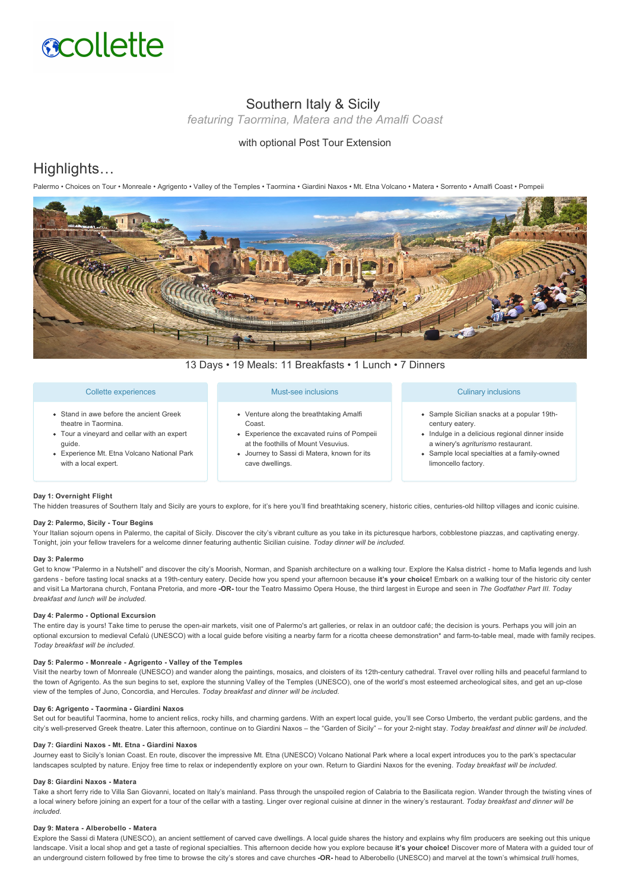collette

# Southern Italy & Sicily

*featuring Taormina, Matera and the Amalfi Coast*

with optional Post Tour Extension

## Highlights…

Palermo • Choices on Tour • Monreale • Agrigento • Valley of the Temples • Taormina • Giardini Naxos • Mt. Etna Volcano • Matera • Sorrento • Amalfi Coast • Pompeii

13 Days • 19 Meals: 11 Breakfasts • 1 Lunch • 7 Dinners

### Collette experiences

- Stand in awe before the ancient Greek theatre in Taormina.
- Tour a vineyard and cellar with an expert guide.
- Experience Mt. Etna Volcano National Park with a local expert.

### Must-see inclusions

- Venture along the breathtaking Amalfi Coast.
- Experience the excavated ruins of Pompeii at the foothills of Mount Vesuvius.
- Journey to Sassi di Matera, known for its cave dwellings.

### Culinary inclusions

- Sample Sicilian snacks at a popular 19th-century eatery.
- Indulge in a delicious regional dinner inside a winery's *agriturismo* restaurant.
- Sample local specialties at a family-owned limoncello factory.

**Day 1: Overnight Flight**

The hidden treasures of Southern Italy and Sicily are yours to explore, for it's here you'll find breathtaking scenery, historic cities, centuries-old hilltop villages and iconic cuisine.

**Day 2: Palermo, Sicily - Tour Begins**

Your Italian sojourn opens in Palermo, the capital of Sicily. Discover the city's vibrant culture as you take in its picturesque harbors, cobblestone piazzas, and captivating energy. Tonight, join your fellow travelers for a welcome dinner featuring authentic Sicilian cuisine. *Today dinner will be included.*

**Day 3: Palermo**

Get to know "Palermo in a Nutshell" and discover the city's Moorish, Norman, and Spanish architecture on a walking tour. Explore the Kalsa district - home to Mafia legends and lush gardens - before tasting local snacks at a 19th-century eatery. Decide how you spend your afternoon because **it's your choice!** Embark on a walking tour of the historic city center and visit La Martorana church, Fontana Pretoria, and more **-OR-** tour the Teatro Massimo Opera House, the third largest in Europe and seen in *The Godfather Part III*. *Today breakfast and lunch will be included.*

**Day 4: Palermo - Optional Excursion**

The entire day is yours! Take time to peruse the open-air markets, visit one of Palermo's art galleries, or relax in an outdoor café; the decision is yours. Perhaps you will join an optional excursion to medieval Cefalù (UNESCO) with a local guide before visiting a nearby farm for a ricotta cheese demonstration* and farm-to-table meal, made with family recipes. *Today breakfast will be included.*

**Day 5: Palermo - Monreale - Agrigento - Valley of the Temples**

Visit the nearby town of Monreale (UNESCO) and wander along the paintings, mosaics, and cloisters of its 12th-century cathedral. Travel over rolling hills and peaceful farmland to the town of Agrigento. As the sun begins to set, explore the stunning Valley of the Temples (UNESCO), one of the world's most esteemed archeological sites, and get an up-close view of the temples of Juno, Concordia, and Hercules. *Today breakfast and dinner will be included.*

**Day 6: Agrigento - Taormina - Giardini Naxos**

Set out for beautiful Taormina, home to ancient relics, rocky hills, and charming gardens. With an expert local guide, you'll see Corso Umberto, the verdant public gardens, and the city's well-preserved Greek theatre. Later this afternoon, continue on to Giardini Naxos – the "Garden of Sicily" – for your 2-night stay. *Today breakfast and dinner will be included.*

**Day 7: Giardini Naxos - Mt. Etna - Giardini Naxos**

Journey east to Sicily's Ionian Coast. En route, discover the impressive Mt. Etna (UNESCO) Volcano National Park where a local expert introduces you to the park's spectacular landscapes sculpted by nature. Enjoy free time to relax or independently explore on your own. Return to Giardini Naxos for the evening. *Today breakfast will be included.*

**Day 8: Giardini Naxos - Matera**

Take a short ferry ride to Villa San Giovanni, located on Italy's mainland. Pass through the unspoiled region of Calabria to the Basilicata region. Wander through the twisting vines of a local winery before joining an expert for a tour of the cellar with a tasting. Linger over regional cuisine at dinner in the winery's restaurant. *Today breakfast and dinner will be included.*

**Day 9: Matera - Alberobello - Matera**

Explore the Sassi di Matera (UNESCO), an ancient settlement of carved cave dwellings. A local guide shares the history and explains why film producers are seeking out this unique landscape. Visit a local shop and get a taste of regional specialties. This afternoon decide how you explore because **it's your choice!** Discover more of Matera with a guided tour of an underground cistern followed by free time to browse the city's stores and cave churches **-OR-** head to Alberobello (UNESCO) and marvel at the town's whimsical *trulli* homes,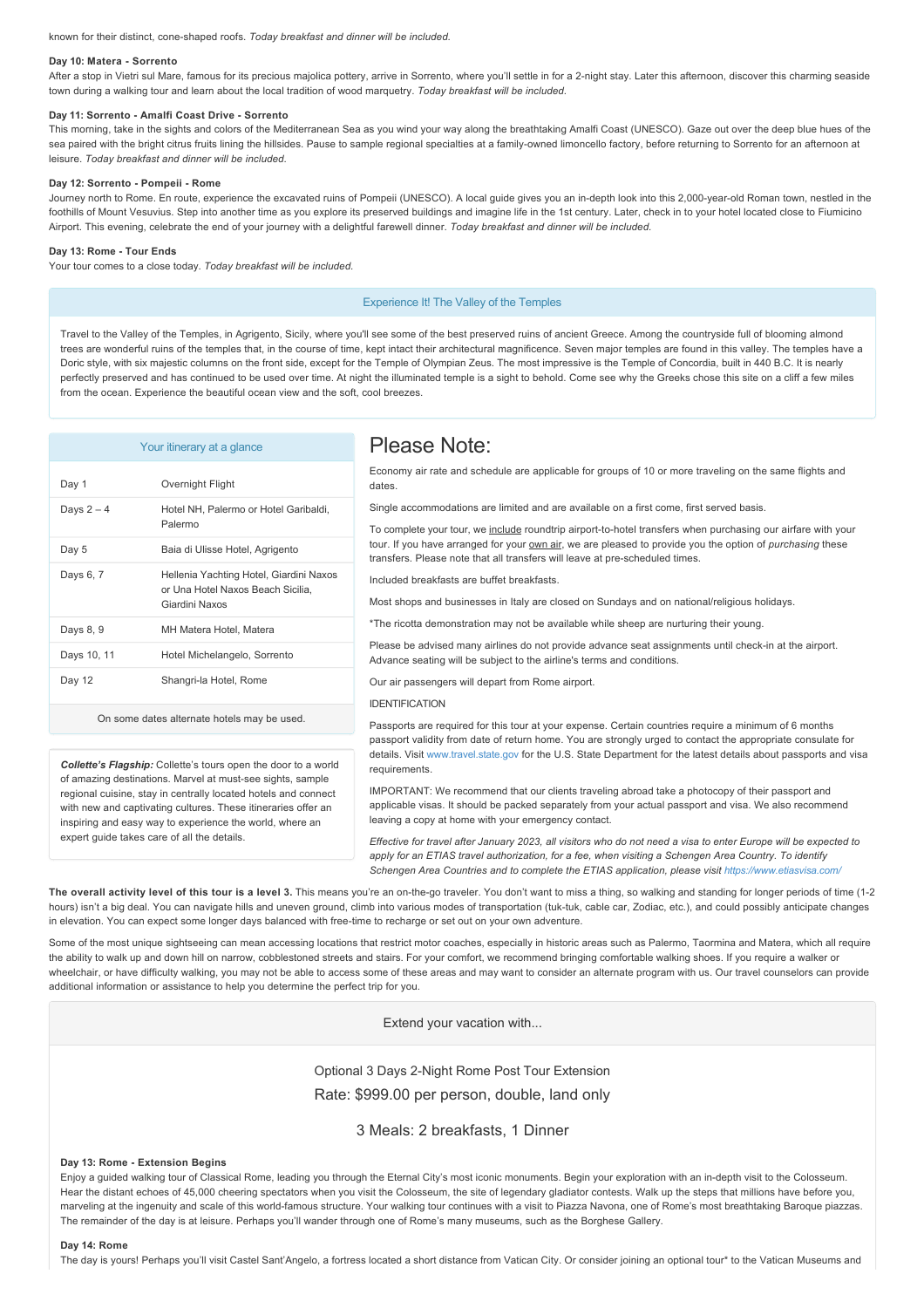known for their distinct, cone-shaped roofs. *Today breakfast and dinner will be included.*

**Day 10: Matera - Sorrento**

After a stop in Vietri sul Mare, famous for its precious majolica pottery, arrive in Sorrento, where you'll settle in for a 2-night stay. Later this afternoon, discover this charming seaside town during a walking tour and learn about the local tradition of wood marquetry. *Today breakfast will be included.*

**Day 11: Sorrento - Amalfi Coast Drive - Sorrento**

This morning, take in the sights and colors of the Mediterranean Sea as you wind your way along the breathtaking Amalfi Coast (UNESCO). Gaze out over the deep blue hues of the sea paired with the bright citrus fruits lining the hillsides. Pause to sample regional specialties at a family-owned limoncello factory, before returning to Sorrento for an afternoon at leisure. *Today breakfast and dinner will be included.*

**Day 12: Sorrento - Pompeii - Rome**

Journey north to Rome. En route, experience the excavated ruins of Pompeii (UNESCO). A local guide gives you an in-depth look into this 2,000-year-old Roman town, nestled in the foothills of Mount Vesuvius. Step into another time as you explore its preserved buildings and imagine life in the 1st century. Later, check in to your hotel located close to Fiumicino Airport. This evening, celebrate the end of your journey with a delightful farewell dinner. *Today breakfast and dinner will be included.*

**Day 13: Rome - Tour Ends**

Your tour comes to a close today. *Today breakfast will be included.*

### Experience It! The Valley of the Temples

Travel to the Valley of the Temples, in Agrigento, Sicily, where you'll see some of the best preserved ruins of ancient Greece. Among the countryside full of blooming almond trees are wonderful ruins of the temples that, in the course of time, kept intact their architectural magnificence. Seven major temples are found in this valley. The temples have a Doric style, with six majestic columns on the front side, except for the Temple of Olympian Zeus. The most impressive is the Temple of Concordia, built in 440 B.C. It is nearly perfectly preserved and has continued to be used over time. At night the illuminated temple is a sight to behold. Come see why the Greeks chose this site on a cliff a few miles from the ocean. Experience the beautiful ocean view and the soft, cool breezes.

### Your itinerary at a glance

| Day | Hotel |
|---|---|
| Day 1 | Overnight Flight |
| Days 2 – 4 | Hotel NH, Palermo or Hotel Garibaldi, Palermo |
| Day 5 | Baia di Ulisse Hotel, Agrigento |
| Days 6, 7 | Hellenia Yachting Hotel, Giardini Naxos or Una Hotel Naxos Beach Sicilia, Giardini Naxos |
| Days 8, 9 | MH Matera Hotel, Matera |
| Days 10, 11 | Hotel Michelangelo, Sorrento |
| Day 12 | Shangri-la Hotel, Rome |

On some dates alternate hotels may be used.

***Collette's Flagship:*** Collette's tours open the door to a world of amazing destinations. Marvel at must-see sights, sample regional cuisine, stay in centrally located hotels and connect with new and captivating cultures. These itineraries offer an inspiring and easy way to experience the world, where an expert guide takes care of all the details.

# Please Note:

Economy air rate and schedule are applicable for groups of 10 or more traveling on the same flights and dates.

Single accommodations are limited and are available on a first come, first served basis.

To complete your tour, we include roundtrip airport-to-hotel transfers when purchasing our airfare with your tour. If you have arranged for your own air, we are pleased to provide you the option of *purchasing* these transfers. Please note that all transfers will leave at pre-scheduled times.

Included breakfasts are buffet breakfasts.

Most shops and businesses in Italy are closed on Sundays and on national/religious holidays.

*The ricotta demonstration may not be available while sheep are nurturing their young.

Please be advised many airlines do not provide advance seat assignments until check-in at the airport. Advance seating will be subject to the airline's terms and conditions.

Our air passengers will depart from Rome airport.

IDENTIFICATION

Passports are required for this tour at your expense. Certain countries require a minimum of 6 months passport validity from date of return home. You are strongly urged to contact the appropriate consulate for details. Visit www.travel.state.gov for the U.S. State Department for the latest details about passports and visa requirements.

IMPORTANT: We recommend that our clients traveling abroad take a photocopy of their passport and applicable visas. It should be packed separately from your actual passport and visa. We also recommend leaving a copy at home with your emergency contact.

*Effective for travel after January 2023, all visitors who do not need a visa to enter Europe will be expected to apply for an ETIAS travel authorization, for a fee, when visiting a Schengen Area Country. To identify Schengen Area Countries and to complete the ETIAS application, please visit https://www.etiasvisa.com/*

**The overall activity level of this tour is a level 3.** This means you're an on-the-go traveler. You don't want to miss a thing, so walking and standing for longer periods of time (1-2 hours) isn't a big deal. You can navigate hills and uneven ground, climb into various modes of transportation (tuk-tuk, cable car, Zodiac, etc.), and could possibly anticipate changes in elevation. You can expect some longer days balanced with free-time to recharge or set out on your own adventure.

Some of the most unique sightseeing can mean accessing locations that restrict motor coaches, especially in historic areas such as Palermo, Taormina and Matera, which all require the ability to walk up and down hill on narrow, cobblestoned streets and stairs. For your comfort, we recommend bringing comfortable walking shoes. If you require a walker or wheelchair, or have difficulty walking, you may not be able to access some of these areas and may want to consider an alternate program with us. Our travel counselors can provide additional information or assistance to help you determine the perfect trip for you.

### Extend your vacation with...

Optional 3 Days 2-Night Rome Post Tour Extension

Rate: $999.00 per person, double, land only

3 Meals: 2 breakfasts, 1 Dinner

**Day 13: Rome - Extension Begins**

Enjoy a guided walking tour of Classical Rome, leading you through the Eternal City's most iconic monuments. Begin your exploration with an in-depth visit to the Colosseum. Hear the distant echoes of 45,000 cheering spectators when you visit the Colosseum, the site of legendary gladiator contests. Walk up the steps that millions have before you, marveling at the ingenuity and scale of this world-famous structure. Your walking tour continues with a visit to Piazza Navona, one of Rome's most breathtaking Baroque piazzas. The remainder of the day is at leisure. Perhaps you'll wander through one of Rome's many museums, such as the Borghese Gallery.

**Day 14: Rome**

The day is yours! Perhaps you'll visit Castel Sant'Angelo, a fortress located a short distance from Vatican City. Or consider joining an optional tour* to the Vatican Museums and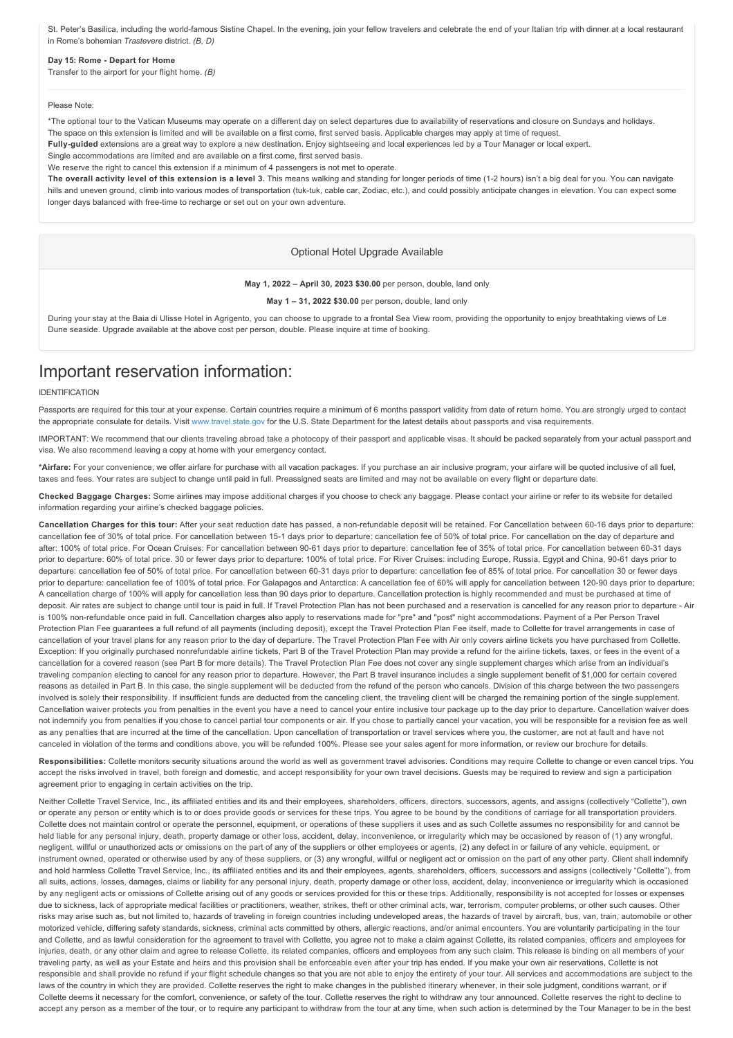St. Peter's Basilica, including the world-famous Sistine Chapel. In the evening, join your fellow travelers and celebrate the end of your Italian trip with dinner at a local restaurant in Rome's bohemian *Trastevere* district. *(B, D)*

**Day 15: Rome - Depart for Home**

Transfer to the airport for your flight home. *(B)*

Please Note:

*The optional tour to the Vatican Museums may operate on a different day on select departures due to availability of reservations and closure on Sundays and holidays.

The space on this extension is limited and will be available on a first come, first served basis. Applicable charges may apply at time of request.

**Fully-guided** extensions are a great way to explore a new destination. Enjoy sightseeing and local experiences led by a Tour Manager or local expert.

Single accommodations are limited and are available on a first come, first served basis.

We reserve the right to cancel this extension if a minimum of 4 passengers is not met to operate.

**The overall activity level of this extension is a level 3.** This means walking and standing for longer periods of time (1-2 hours) isn't a big deal for you. You can navigate hills and uneven ground, climb into various modes of transportation (tuk-tuk, cable car, Zodiac, etc.), and could possibly anticipate changes in elevation. You can expect some longer days balanced with free-time to recharge or set out on your own adventure.

## Optional Hotel Upgrade Available

**May 1, 2022 – April 30, 2023 $30.00** per person, double, land only

**May 1 – 31, 2022 $30.00** per person, double, land only

During your stay at the Baia di Ulisse Hotel in Agrigento, you can choose to upgrade to a frontal Sea View room, providing the opportunity to enjoy breathtaking views of Le Dune seaside. Upgrade available at the above cost per person, double. Please inquire at time of booking.

# Important reservation information:

IDENTIFICATION

Passports are required for this tour at your expense. Certain countries require a minimum of 6 months passport validity from date of return home. You are strongly urged to contact the appropriate consulate for details. Visit www.travel.state.gov for the U.S. State Department for the latest details about passports and visa requirements.

IMPORTANT: We recommend that our clients traveling abroad take a photocopy of their passport and applicable visas. It should be packed separately from your actual passport and visa. We also recommend leaving a copy at home with your emergency contact.

**\*Airfare:** For your convenience, we offer airfare for purchase with all vacation packages. If you purchase an air inclusive program, your airfare will be quoted inclusive of all fuel, taxes and fees. Your rates are subject to change until paid in full. Preassigned seats are limited and may not be available on every flight or departure date.

**Checked Baggage Charges:** Some airlines may impose additional charges if you choose to check any baggage. Please contact your airline or refer to its website for detailed information regarding your airline's checked baggage policies.

**Cancellation Charges for this tour:** After your seat reduction date has passed, a non-refundable deposit will be retained. For Cancellation between 60-16 days prior to departure: cancellation fee of 30% of total price. For cancellation between 15-1 days prior to departure: cancellation fee of 50% of total price. For cancellation on the day of departure and after: 100% of total price. For Ocean Cruises: For cancellation between 90-61 days prior to departure: cancellation fee of 35% of total price. For cancellation between 60-31 days prior to departure: 60% of total price. 30 or fewer days prior to departure: 100% of total price. For River Cruises: including Europe, Russia, Egypt and China, 90-61 days prior to departure: cancellation fee of 50% of total price. For cancellation between 60-31 days prior to departure: cancellation fee of 85% of total price. For cancellation 30 or fewer days prior to departure: cancellation fee of 100% of total price. For Galapagos and Antarctica: A cancellation fee of 60% will apply for cancellation between 120-90 days prior to departure; A cancellation charge of 100% will apply for cancellation less than 90 days prior to departure. Cancellation protection is highly recommended and must be purchased at time of deposit. Air rates are subject to change until tour is paid in full. If Travel Protection Plan has not been purchased and a reservation is cancelled for any reason prior to departure - Air is 100% non-refundable once paid in full. Cancellation charges also apply to reservations made for "pre" and "post" night accommodations. Payment of a Per Person Travel Protection Plan Fee guarantees a full refund of all payments (including deposit), except the Travel Protection Plan Fee itself, made to Collette for travel arrangements in case of cancellation of your travel plans for any reason prior to the day of departure. The Travel Protection Plan Fee with Air only covers airline tickets you have purchased from Collette. Exception: If you originally purchased nonrefundable airline tickets, Part B of the Travel Protection Plan may provide a refund for the airline tickets, taxes, or fees in the event of a cancellation for a covered reason (see Part B for more details). The Travel Protection Plan Fee does not cover any single supplement charges which arise from an individual's traveling companion electing to cancel for any reason prior to departure. However, the Part B travel insurance includes a single supplement benefit of $1,000 for certain covered reasons as detailed in Part B. In this case, the single supplement will be deducted from the refund of the person who cancels. Division of this charge between the two passengers involved is solely their responsibility. If insufficient funds are deducted from the canceling client, the traveling client will be charged the remaining portion of the single supplement. Cancellation waiver protects you from penalties in the event you have a need to cancel your entire inclusive tour package up to the day prior to departure. Cancellation waiver does not indemnify you from penalties if you chose to cancel partial tour components or air. If you chose to partially cancel your vacation, you will be responsible for a revision fee as well as any penalties that are incurred at the time of the cancellation. Upon cancellation of transportation or travel services where you, the customer, are not at fault and have not canceled in violation of the terms and conditions above, you will be refunded 100%. Please see your sales agent for more information, or review our brochure for details.

**Responsibilities:** Collette monitors security situations around the world as well as government travel advisories. Conditions may require Collette to change or even cancel trips. You accept the risks involved in travel, both foreign and domestic, and accept responsibility for your own travel decisions. Guests may be required to review and sign a participation agreement prior to engaging in certain activities on the trip.

Neither Collette Travel Service, Inc., its affiliated entities and its and their employees, shareholders, officers, directors, successors, agents, and assigns (collectively "Collette"), own or operate any person or entity which is to or does provide goods or services for these trips. You agree to be bound by the conditions of carriage for all transportation providers. Collette does not maintain control or operate the personnel, equipment, or operations of these suppliers it uses and as such Collette assumes no responsibility for and cannot be held liable for any personal injury, death, property damage or other loss, accident, delay, inconvenience, or irregularity which may be occasioned by reason of (1) any wrongful, negligent, willful or unauthorized acts or omissions on the part of any of the suppliers or other employees or agents, (2) any defect in or failure of any vehicle, equipment, or instrument owned, operated or otherwise used by any of these suppliers, or (3) any wrongful, willful or negligent act or omission on the part of any other party. Client shall indemnify and hold harmless Collette Travel Service, Inc., its affiliated entities and its and their employees, agents, shareholders, officers, successors and assigns (collectively "Collette"), from all suits, actions, losses, damages, claims or liability for any personal injury, death, property damage or other loss, accident, delay, inconvenience or irregularity which is occasioned by any negligent acts or omissions of Collette arising out of any goods or services provided for this or these trips. Additionally, responsibility is not accepted for losses or expenses due to sickness, lack of appropriate medical facilities or practitioners, weather, strikes, theft or other criminal acts, war, terrorism, computer problems, or other such causes. Other risks may arise such as, but not limited to, hazards of traveling in foreign countries including undeveloped areas, the hazards of travel by aircraft, bus, van, train, automobile or other motorized vehicle, differing safety standards, sickness, criminal acts committed by others, allergic reactions, and/or animal encounters. You are voluntarily participating in the tour and Collette, and as lawful consideration for the agreement to travel with Collette, you agree not to make a claim against Collette, its related companies, officers and employees for injuries, death, or any other claim and agree to release Collette, its related companies, officers and employees from any such claim. This release is binding on all members of your traveling party, as well as your Estate and heirs and this provision shall be enforceable even after your trip has ended. If you make your own air reservations, Collette is not responsible and shall provide no refund if your flight schedule changes so that you are not able to enjoy the entirety of your tour. All services and accommodations are subject to the laws of the country in which they are provided. Collette reserves the right to make changes in the published itinerary whenever, in their sole judgment, conditions warrant, or if Collette deems it necessary for the comfort, convenience, or safety of the tour. Collette reserves the right to withdraw any tour announced. Collette reserves the right to decline to accept any person as a member of the tour, or to require any participant to withdraw from the tour at any time, when such action is determined by the Tour Manager to be in the best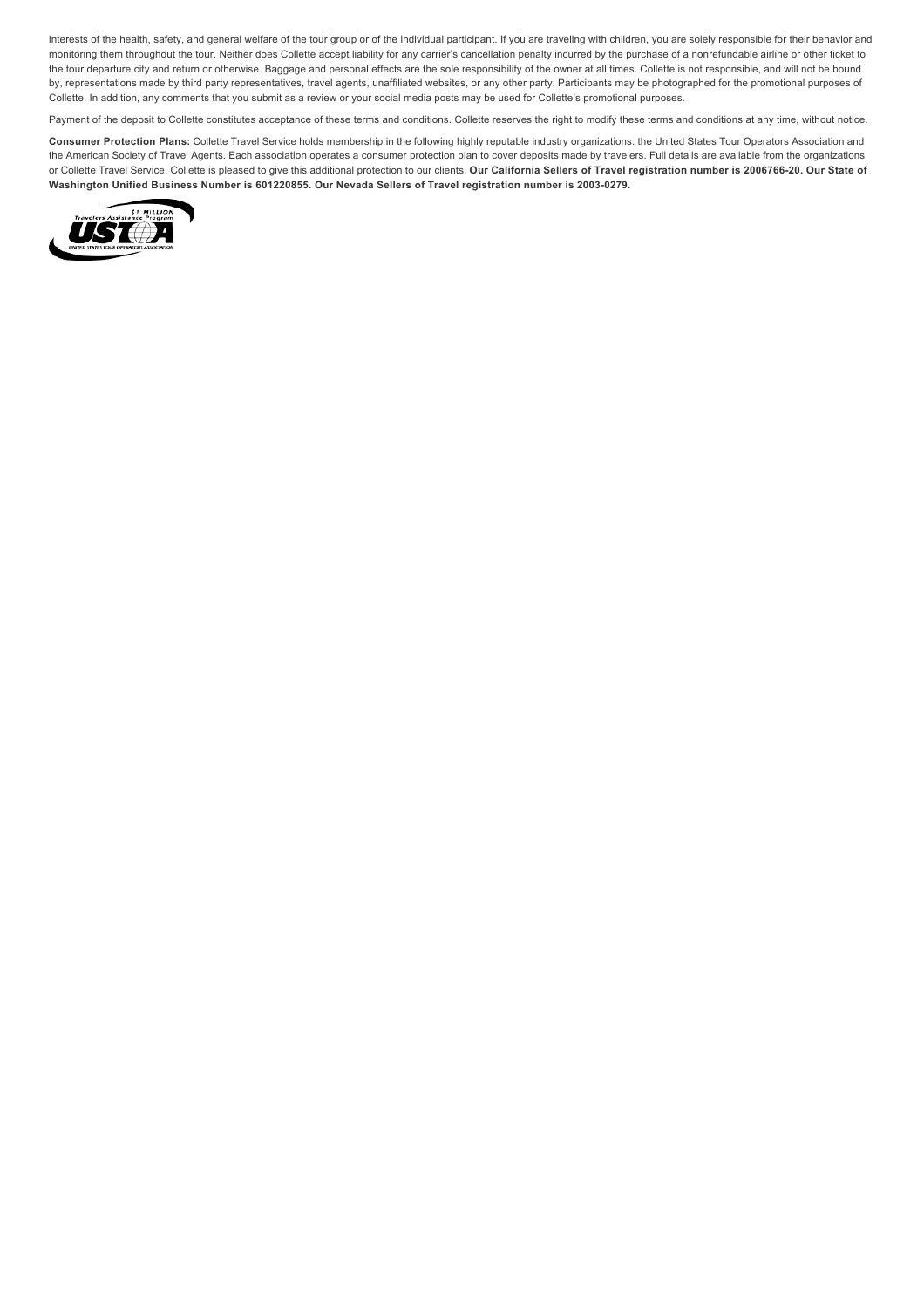interests of the health, safety, and general welfare of the tour group or of the individual participant. If you are traveling with children, you are solely responsible for their behavior and monitoring them throughout the tour. Neither does Collette accept liability for any carrier's cancellation penalty incurred by the purchase of a nonrefundable airline or other ticket to the tour departure city and return or otherwise. Baggage and personal effects are the sole responsibility of the owner at all times. Collette is not responsible, and will not be bound by, representations made by third party representatives, travel agents, unaffiliated websites, or any other party. Participants may be photographed for the promotional purposes of Collette. In addition, any comments that you submit as a review or your social media posts may be used for Collette's promotional purposes.

Payment of the deposit to Collette constitutes acceptance of these terms and conditions. Collette reserves the right to modify these terms and conditions at any time, without notice.

**Consumer Protection Plans:** Collette Travel Service holds membership in the following highly reputable industry organizations: the United States Tour Operators Association and the American Society of Travel Agents. Each association operates a consumer protection plan to cover deposits made by travelers. Full details are available from the organizations or Collette Travel Service. Collette is pleased to give this additional protection to our clients. **Our California Sellers of Travel registration number is 2006766-20. Our State of Washington Unified Business Number is 601220855. Our Nevada Sellers of Travel registration number is 2003-0279.**

$1 MILLION Travelers Assistance Program

USTOA

UNITED STATES TOUR OPERATORS ASSOCIATION